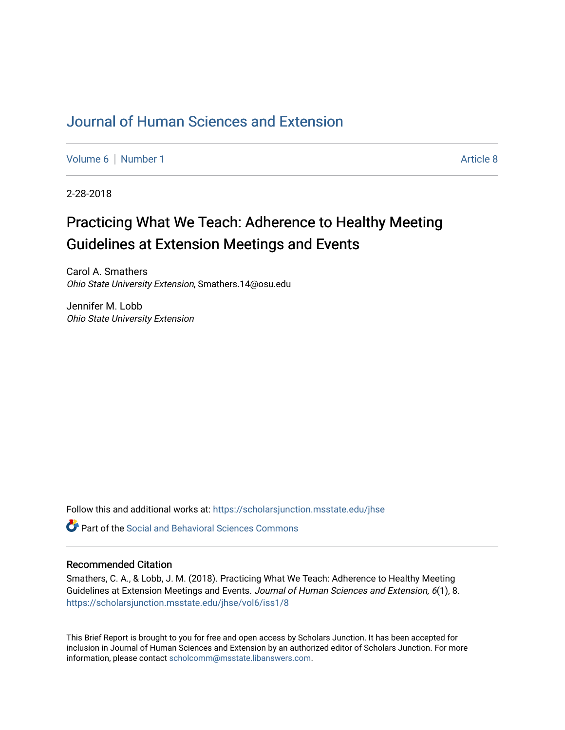# Journal of Human Sciences and Extension

Volume 6 | Number 1 Article 8

2-28-2018

## Practicing What We Teach: Adherence to Healthy Meeting Guidelines at Extension Meetings and Events

Carol A. Smathers
*Ohio State University Extension*, Smathers.14@osu.edu

Jennifer M. Lobb
*Ohio State University Extension*

Follow this and additional works at: https://scholarsjunction.msstate.edu/jhse

Part of the Social and Behavioral Sciences Commons

### Recommended Citation

Smathers, C. A., & Lobb, J. M. (2018). Practicing What We Teach: Adherence to Healthy Meeting Guidelines at Extension Meetings and Events. *Journal of Human Sciences and Extension, 6*(1), 8. https://scholarsjunction.msstate.edu/jhse/vol6/iss1/8

This Brief Report is brought to you for free and open access by Scholars Junction. It has been accepted for inclusion in Journal of Human Sciences and Extension by an authorized editor of Scholars Junction. For more information, please contact scholcomm@msstate.libanswers.com.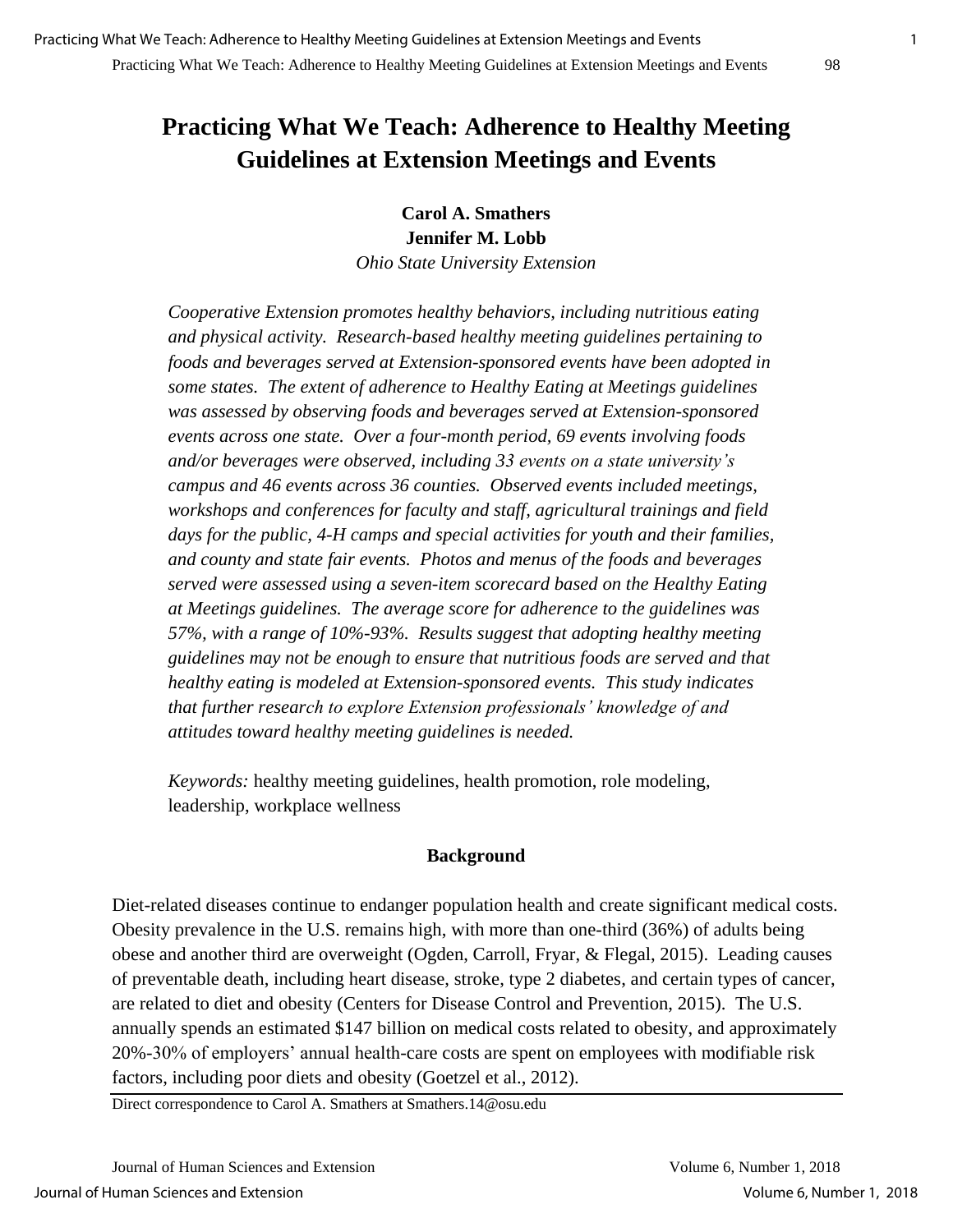# Practicing What We Teach: Adherence to Healthy Meeting Guidelines at Extension Meetings and Events

**Carol A. Smathers**
**Jennifer M. Lobb**
*Ohio State University Extension*

*Cooperative Extension promotes healthy behaviors, including nutritious eating and physical activity. Research-based healthy meeting guidelines pertaining to foods and beverages served at Extension-sponsored events have been adopted in some states. The extent of adherence to Healthy Eating at Meetings guidelines was assessed by observing foods and beverages served at Extension-sponsored events across one state. Over a four-month period, 69 events involving foods and/or beverages were observed, including 33 events on a state university's campus and 46 events across 36 counties. Observed events included meetings, workshops and conferences for faculty and staff, agricultural trainings and field days for the public, 4-H camps and special activities for youth and their families, and county and state fair events. Photos and menus of the foods and beverages served were assessed using a seven-item scorecard based on the Healthy Eating at Meetings guidelines. The average score for adherence to the guidelines was 57%, with a range of 10%-93%. Results suggest that adopting healthy meeting guidelines may not be enough to ensure that nutritious foods are served and that healthy eating is modeled at Extension-sponsored events. This study indicates that further research to explore Extension professionals' knowledge of and attitudes toward healthy meeting guidelines is needed.*

*Keywords:* healthy meeting guidelines, health promotion, role modeling, leadership, workplace wellness

## Background

Diet-related diseases continue to endanger population health and create significant medical costs. Obesity prevalence in the U.S. remains high, with more than one-third (36%) of adults being obese and another third are overweight (Ogden, Carroll, Fryar, & Flegal, 2015). Leading causes of preventable death, including heart disease, stroke, type 2 diabetes, and certain types of cancer, are related to diet and obesity (Centers for Disease Control and Prevention, 2015). The U.S. annually spends an estimated $147 billion on medical costs related to obesity, and approximately 20%-30% of employers' annual health-care costs are spent on employees with modifiable risk factors, including poor diets and obesity (Goetzel et al., 2012).

Direct correspondence to Carol A. Smathers at Smathers.14@osu.edu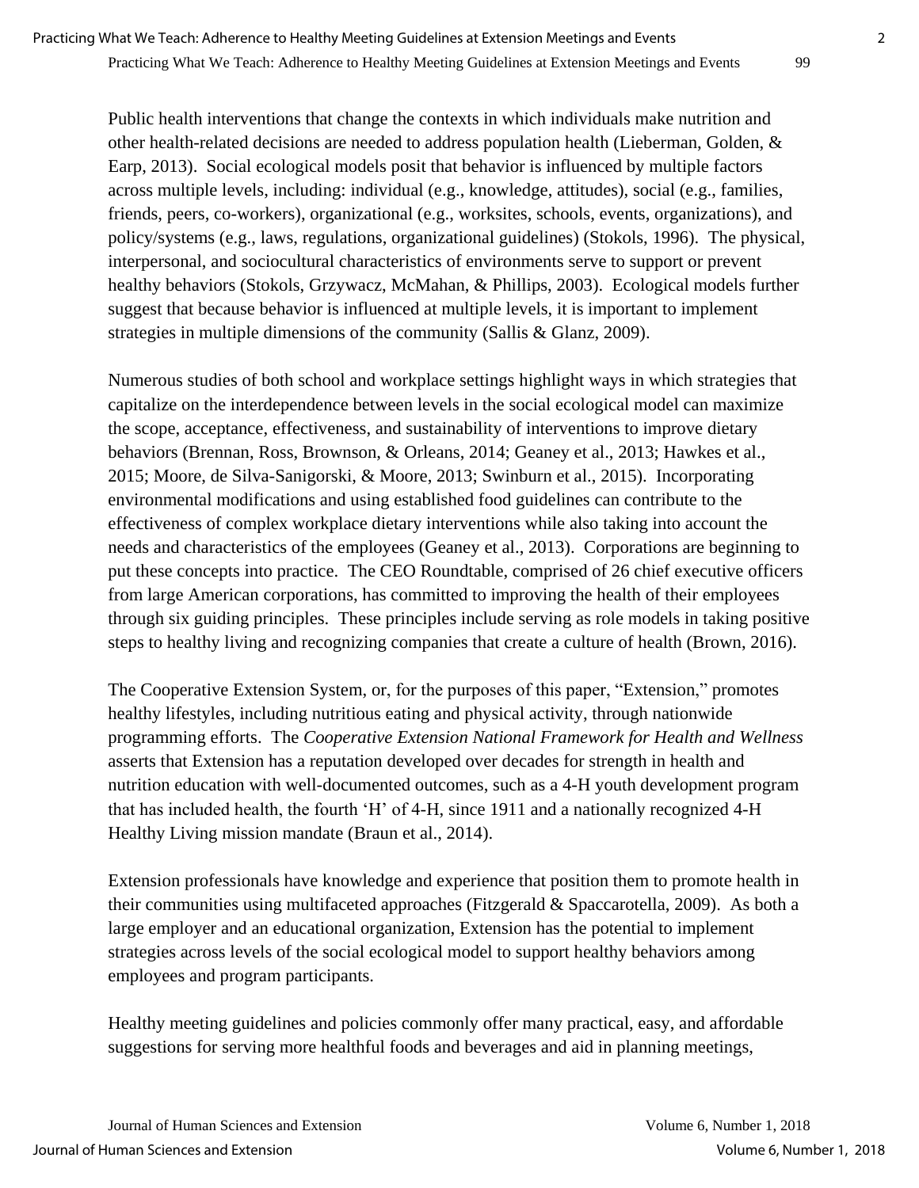Public health interventions that change the contexts in which individuals make nutrition and other health-related decisions are needed to address population health (Lieberman, Golden, & Earp, 2013). Social ecological models posit that behavior is influenced by multiple factors across multiple levels, including: individual (e.g., knowledge, attitudes), social (e.g., families, friends, peers, co-workers), organizational (e.g., worksites, schools, events, organizations), and policy/systems (e.g., laws, regulations, organizational guidelines) (Stokols, 1996). The physical, interpersonal, and sociocultural characteristics of environments serve to support or prevent healthy behaviors (Stokols, Grzywacz, McMahan, & Phillips, 2003). Ecological models further suggest that because behavior is influenced at multiple levels, it is important to implement strategies in multiple dimensions of the community (Sallis & Glanz, 2009).

Numerous studies of both school and workplace settings highlight ways in which strategies that capitalize on the interdependence between levels in the social ecological model can maximize the scope, acceptance, effectiveness, and sustainability of interventions to improve dietary behaviors (Brennan, Ross, Brownson, & Orleans, 2014; Geaney et al., 2013; Hawkes et al., 2015; Moore, de Silva-Sanigorski, & Moore, 2013; Swinburn et al., 2015). Incorporating environmental modifications and using established food guidelines can contribute to the effectiveness of complex workplace dietary interventions while also taking into account the needs and characteristics of the employees (Geaney et al., 2013). Corporations are beginning to put these concepts into practice. The CEO Roundtable, comprised of 26 chief executive officers from large American corporations, has committed to improving the health of their employees through six guiding principles. These principles include serving as role models in taking positive steps to healthy living and recognizing companies that create a culture of health (Brown, 2016).

The Cooperative Extension System, or, for the purposes of this paper, "Extension," promotes healthy lifestyles, including nutritious eating and physical activity, through nationwide programming efforts. The *Cooperative Extension National Framework for Health and Wellness* asserts that Extension has a reputation developed over decades for strength in health and nutrition education with well-documented outcomes, such as a 4-H youth development program that has included health, the fourth 'H' of 4-H, since 1911 and a nationally recognized 4-H Healthy Living mission mandate (Braun et al., 2014).

Extension professionals have knowledge and experience that position them to promote health in their communities using multifaceted approaches (Fitzgerald & Spaccarotella, 2009). As both a large employer and an educational organization, Extension has the potential to implement strategies across levels of the social ecological model to support healthy behaviors among employees and program participants.

Healthy meeting guidelines and policies commonly offer many practical, easy, and affordable suggestions for serving more healthful foods and beverages and aid in planning meetings,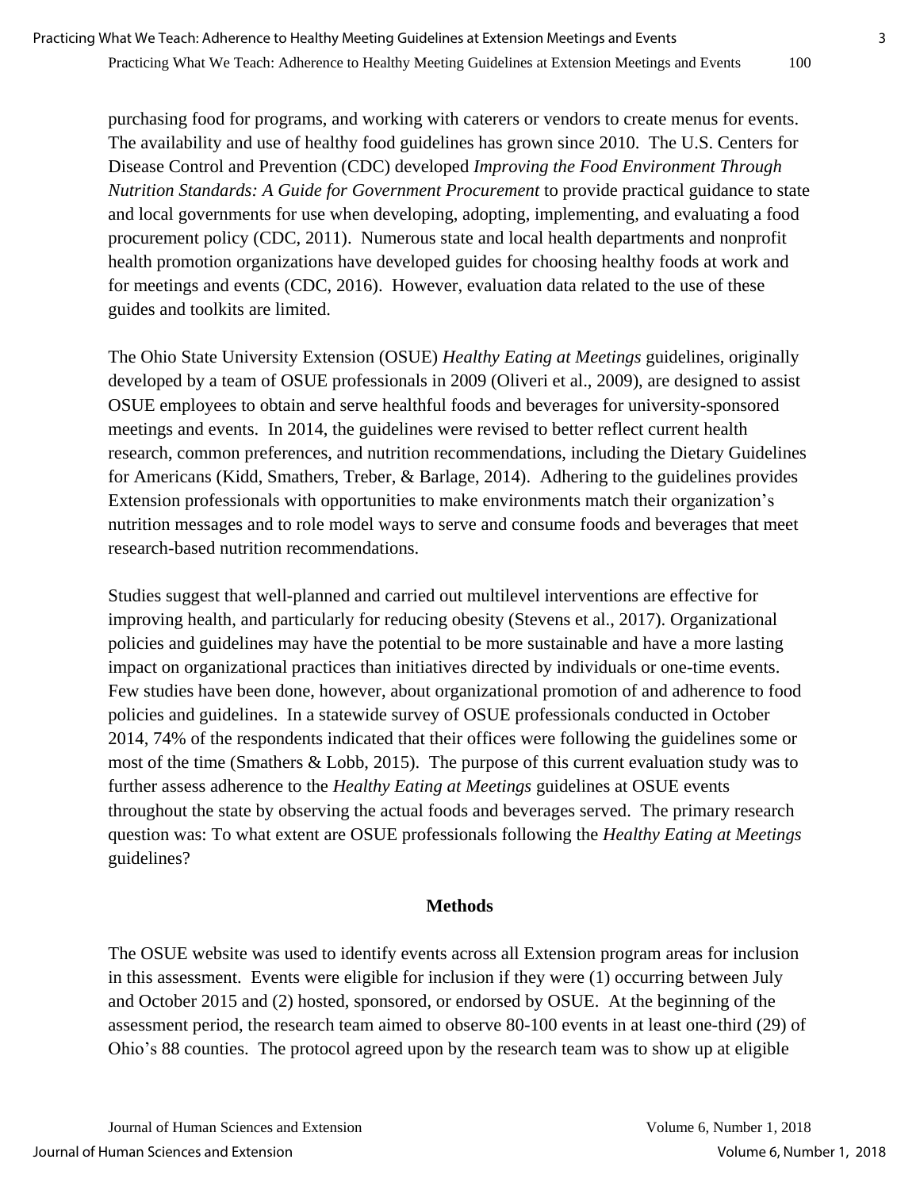purchasing food for programs, and working with caterers or vendors to create menus for events. The availability and use of healthy food guidelines has grown since 2010. The U.S. Centers for Disease Control and Prevention (CDC) developed *Improving the Food Environment Through Nutrition Standards: A Guide for Government Procurement* to provide practical guidance to state and local governments for use when developing, adopting, implementing, and evaluating a food procurement policy (CDC, 2011). Numerous state and local health departments and nonprofit health promotion organizations have developed guides for choosing healthy foods at work and for meetings and events (CDC, 2016). However, evaluation data related to the use of these guides and toolkits are limited.

The Ohio State University Extension (OSUE) *Healthy Eating at Meetings* guidelines, originally developed by a team of OSUE professionals in 2009 (Oliveri et al., 2009), are designed to assist OSUE employees to obtain and serve healthful foods and beverages for university-sponsored meetings and events. In 2014, the guidelines were revised to better reflect current health research, common preferences, and nutrition recommendations, including the Dietary Guidelines for Americans (Kidd, Smathers, Treber, & Barlage, 2014). Adhering to the guidelines provides Extension professionals with opportunities to make environments match their organization's nutrition messages and to role model ways to serve and consume foods and beverages that meet research-based nutrition recommendations.

Studies suggest that well-planned and carried out multilevel interventions are effective for improving health, and particularly for reducing obesity (Stevens et al., 2017). Organizational policies and guidelines may have the potential to be more sustainable and have a more lasting impact on organizational practices than initiatives directed by individuals or one-time events. Few studies have been done, however, about organizational promotion of and adherence to food policies and guidelines. In a statewide survey of OSUE professionals conducted in October 2014, 74% of the respondents indicated that their offices were following the guidelines some or most of the time (Smathers & Lobb, 2015). The purpose of this current evaluation study was to further assess adherence to the *Healthy Eating at Meetings* guidelines at OSUE events throughout the state by observing the actual foods and beverages served. The primary research question was: To what extent are OSUE professionals following the *Healthy Eating at Meetings* guidelines?

## Methods

The OSUE website was used to identify events across all Extension program areas for inclusion in this assessment. Events were eligible for inclusion if they were (1) occurring between July and October 2015 and (2) hosted, sponsored, or endorsed by OSUE. At the beginning of the assessment period, the research team aimed to observe 80-100 events in at least one-third (29) of Ohio's 88 counties. The protocol agreed upon by the research team was to show up at eligible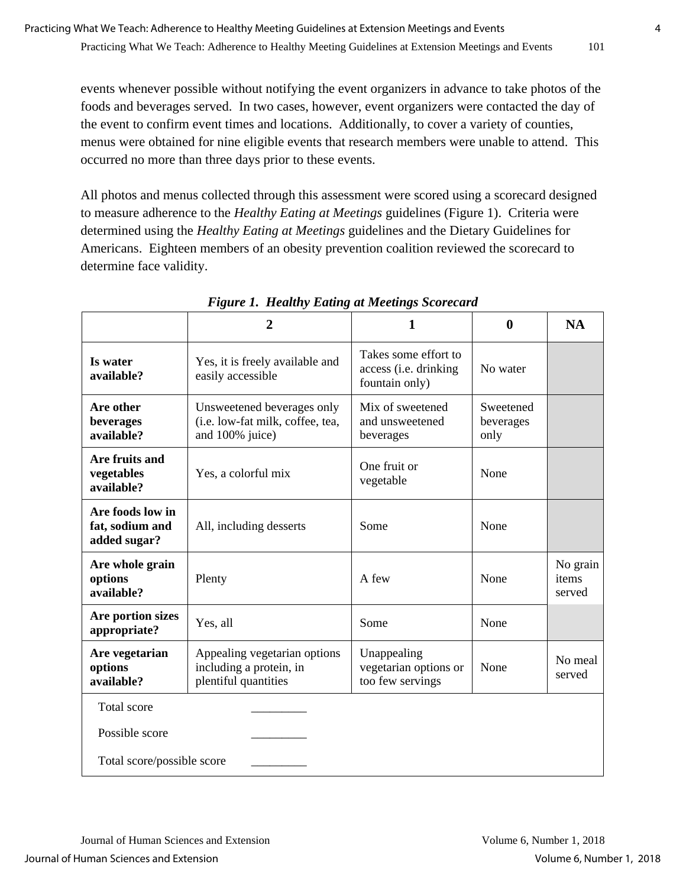events whenever possible without notifying the event organizers in advance to take photos of the foods and beverages served. In two cases, however, event organizers were contacted the day of the event to confirm event times and locations. Additionally, to cover a variety of counties, menus were obtained for nine eligible events that research members were unable to attend. This occurred no more than three days prior to these events.

All photos and menus collected through this assessment were scored using a scorecard designed to measure adherence to the *Healthy Eating at Meetings* guidelines (Figure 1). Criteria were determined using the *Healthy Eating at Meetings* guidelines and the Dietary Guidelines for Americans. Eighteen members of an obesity prevention coalition reviewed the scorecard to determine face validity.

***Figure 1. Healthy Eating at Meetings Scorecard***

| | 2 | 1 | 0 | NA |
|---|---|---|---|---|
| **Is water available?** | Yes, it is freely available and easily accessible | Takes some effort to access (i.e. drinking fountain only) | No water | |
| **Are other beverages available?** | Unsweetened beverages only (i.e. low-fat milk, coffee, tea, and 100% juice) | Mix of sweetened and unsweetened beverages | Sweetened beverages only | |
| **Are fruits and vegetables available?** | Yes, a colorful mix | One fruit or vegetable | None | |
| **Are foods low in fat, sodium and added sugar?** | All, including desserts | Some | None | |
| **Are whole grain options available?** | Plenty | A few | None | No grain items served |
| **Are portion sizes appropriate?** | Yes, all | Some | None | |
| **Are vegetarian options available?** | Appealing vegetarian options including a protein, in plentiful quantities | Unappealing vegetarian options or too few servings | None | No meal served |
| Total score _________ | | | | |
| Possible score _________ | | | | |
| Total score/possible score _________ | | | | |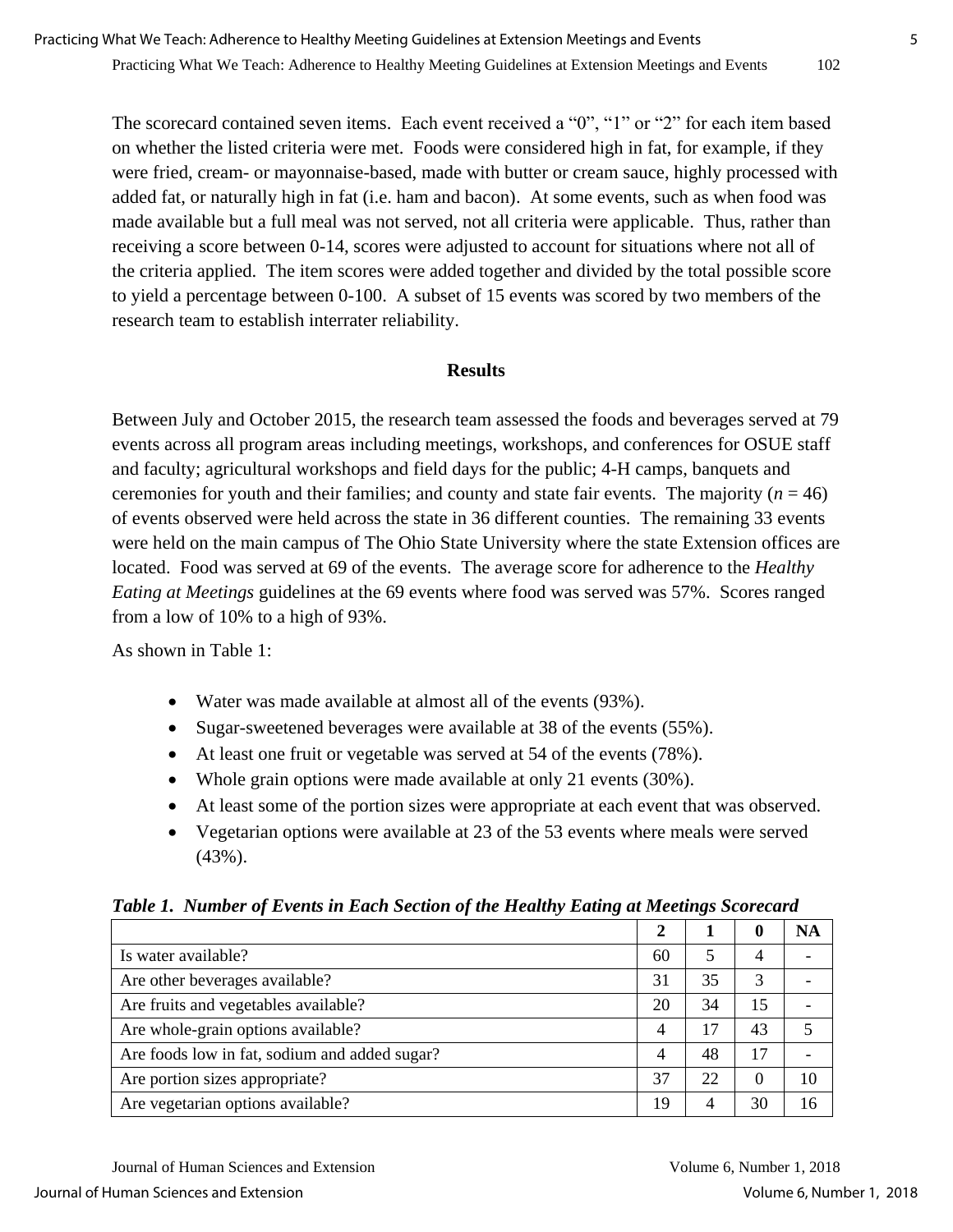The scorecard contained seven items. Each event received a "0", "1" or "2" for each item based on whether the listed criteria were met. Foods were considered high in fat, for example, if they were fried, cream- or mayonnaise-based, made with butter or cream sauce, highly processed with added fat, or naturally high in fat (i.e. ham and bacon). At some events, such as when food was made available but a full meal was not served, not all criteria were applicable. Thus, rather than receiving a score between 0-14, scores were adjusted to account for situations where not all of the criteria applied. The item scores were added together and divided by the total possible score to yield a percentage between 0-100. A subset of 15 events was scored by two members of the research team to establish interrater reliability.

## Results

Between July and October 2015, the research team assessed the foods and beverages served at 79 events across all program areas including meetings, workshops, and conferences for OSUE staff and faculty; agricultural workshops and field days for the public; 4-H camps, banquets and ceremonies for youth and their families; and county and state fair events. The majority ($n$ = 46) of events observed were held across the state in 36 different counties. The remaining 33 events were held on the main campus of The Ohio State University where the state Extension offices are located. Food was served at 69 of the events. The average score for adherence to the *Healthy Eating at Meetings* guidelines at the 69 events where food was served was 57%. Scores ranged from a low of 10% to a high of 93%.

As shown in Table 1:

- Water was made available at almost all of the events (93%).
- Sugar-sweetened beverages were available at 38 of the events (55%).
- At least one fruit or vegetable was served at 54 of the events (78%).
- Whole grain options were made available at only 21 events (30%).
- At least some of the portion sizes were appropriate at each event that was observed.
- Vegetarian options were available at 23 of the 53 events where meals were served (43%).

***Table 1. Number of Events in Each Section of the Healthy Eating at Meetings Scorecard***

| | **2** | **1** | **0** | **NA** |
|---|---|---|---|---|
| Is water available? | 60 | 5 | 4 | - |
| Are other beverages available? | 31 | 35 | 3 | - |
| Are fruits and vegetables available? | 20 | 34 | 15 | - |
| Are whole-grain options available? | 4 | 17 | 43 | 5 |
| Are foods low in fat, sodium and added sugar? | 4 | 48 | 17 | - |
| Are portion sizes appropriate? | 37 | 22 | 0 | 10 |
| Are vegetarian options available? | 19 | 4 | 30 | 16 |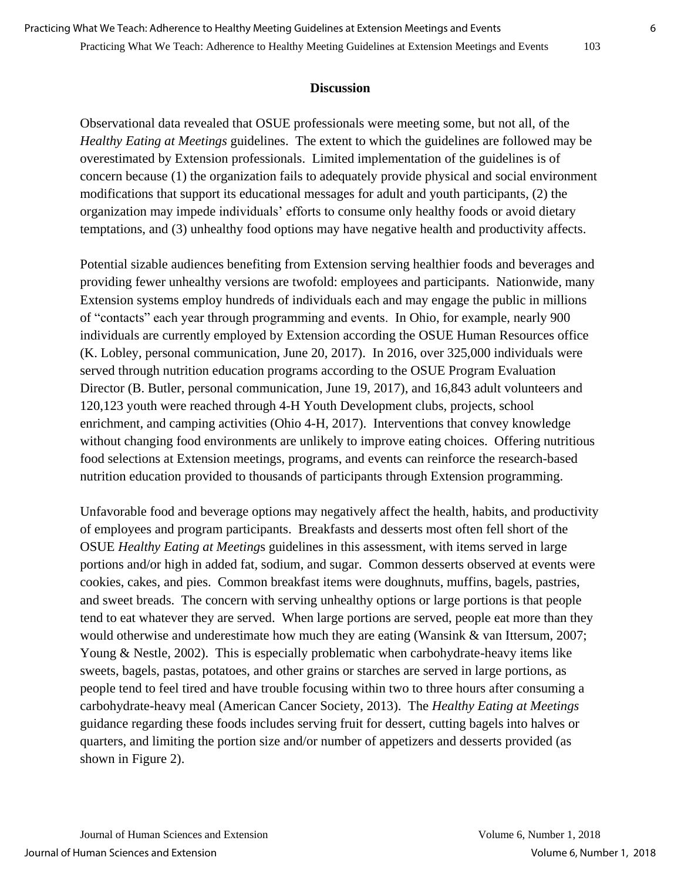## Discussion

Observational data revealed that OSUE professionals were meeting some, but not all, of the *Healthy Eating at Meetings* guidelines. The extent to which the guidelines are followed may be overestimated by Extension professionals. Limited implementation of the guidelines is of concern because (1) the organization fails to adequately provide physical and social environment modifications that support its educational messages for adult and youth participants, (2) the organization may impede individuals' efforts to consume only healthy foods or avoid dietary temptations, and (3) unhealthy food options may have negative health and productivity affects.

Potential sizable audiences benefiting from Extension serving healthier foods and beverages and providing fewer unhealthy versions are twofold: employees and participants. Nationwide, many Extension systems employ hundreds of individuals each and may engage the public in millions of "contacts" each year through programming and events. In Ohio, for example, nearly 900 individuals are currently employed by Extension according the OSUE Human Resources office (K. Lobley, personal communication, June 20, 2017). In 2016, over 325,000 individuals were served through nutrition education programs according to the OSUE Program Evaluation Director (B. Butler, personal communication, June 19, 2017), and 16,843 adult volunteers and 120,123 youth were reached through 4-H Youth Development clubs, projects, school enrichment, and camping activities (Ohio 4-H, 2017). Interventions that convey knowledge without changing food environments are unlikely to improve eating choices. Offering nutritious food selections at Extension meetings, programs, and events can reinforce the research-based nutrition education provided to thousands of participants through Extension programming.

Unfavorable food and beverage options may negatively affect the health, habits, and productivity of employees and program participants. Breakfasts and desserts most often fell short of the OSUE *Healthy Eating at Meetings* guidelines in this assessment, with items served in large portions and/or high in added fat, sodium, and sugar. Common desserts observed at events were cookies, cakes, and pies. Common breakfast items were doughnuts, muffins, bagels, pastries, and sweet breads. The concern with serving unhealthy options or large portions is that people tend to eat whatever they are served. When large portions are served, people eat more than they would otherwise and underestimate how much they are eating (Wansink & van Ittersum, 2007; Young & Nestle, 2002). This is especially problematic when carbohydrate-heavy items like sweets, bagels, pastas, potatoes, and other grains or starches are served in large portions, as people tend to feel tired and have trouble focusing within two to three hours after consuming a carbohydrate-heavy meal (American Cancer Society, 2013). The *Healthy Eating at Meetings* guidance regarding these foods includes serving fruit for dessert, cutting bagels into halves or quarters, and limiting the portion size and/or number of appetizers and desserts provided (as shown in Figure 2).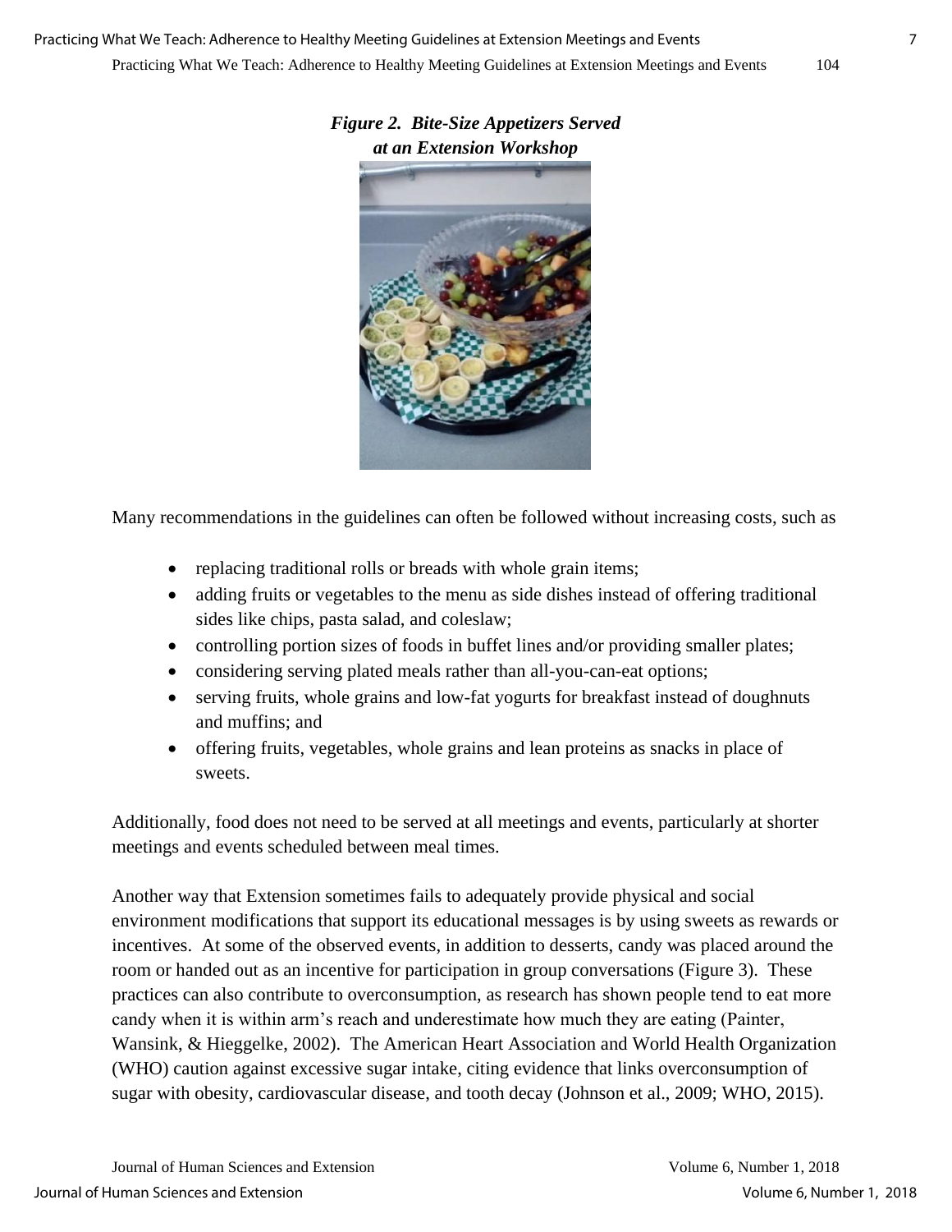***Figure 2. Bite-Size Appetizers Served at an Extension Workshop***

Many recommendations in the guidelines can often be followed without increasing costs, such as

- replacing traditional rolls or breads with whole grain items;
- adding fruits or vegetables to the menu as side dishes instead of offering traditional sides like chips, pasta salad, and coleslaw;
- controlling portion sizes of foods in buffet lines and/or providing smaller plates;
- considering serving plated meals rather than all-you-can-eat options;
- serving fruits, whole grains and low-fat yogurts for breakfast instead of doughnuts and muffins; and
- offering fruits, vegetables, whole grains and lean proteins as snacks in place of sweets.

Additionally, food does not need to be served at all meetings and events, particularly at shorter meetings and events scheduled between meal times.

Another way that Extension sometimes fails to adequately provide physical and social environment modifications that support its educational messages is by using sweets as rewards or incentives. At some of the observed events, in addition to desserts, candy was placed around the room or handed out as an incentive for participation in group conversations (Figure 3). These practices can also contribute to overconsumption, as research has shown people tend to eat more candy when it is within arm's reach and underestimate how much they are eating (Painter, Wansink, & Hieggelke, 2002). The American Heart Association and World Health Organization (WHO) caution against excessive sugar intake, citing evidence that links overconsumption of sugar with obesity, cardiovascular disease, and tooth decay (Johnson et al., 2009; WHO, 2015).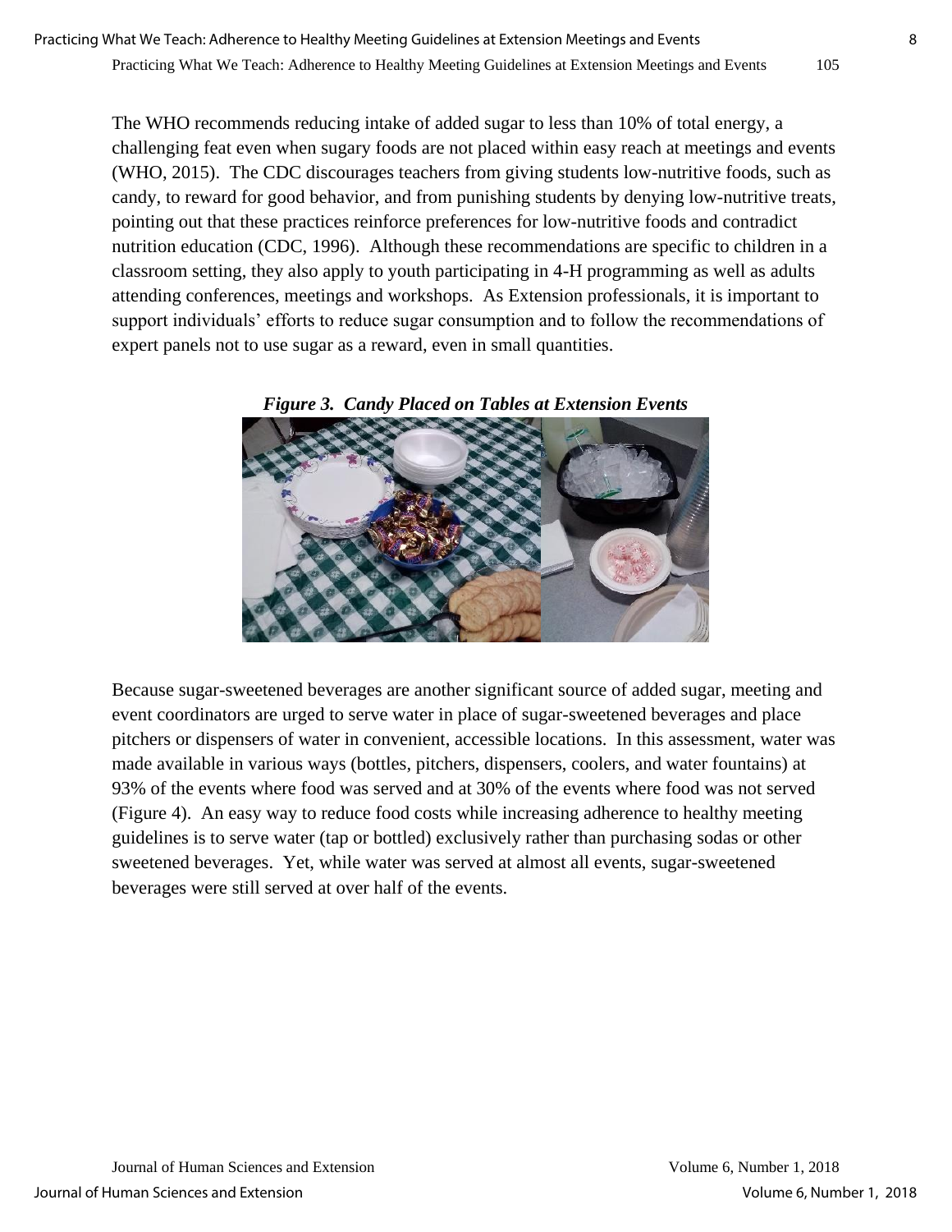The WHO recommends reducing intake of added sugar to less than 10% of total energy, a challenging feat even when sugary foods are not placed within easy reach at meetings and events (WHO, 2015). The CDC discourages teachers from giving students low-nutritive foods, such as candy, to reward for good behavior, and from punishing students by denying low-nutritive treats, pointing out that these practices reinforce preferences for low-nutritive foods and contradict nutrition education (CDC, 1996). Although these recommendations are specific to children in a classroom setting, they also apply to youth participating in 4-H programming as well as adults attending conferences, meetings and workshops. As Extension professionals, it is important to support individuals' efforts to reduce sugar consumption and to follow the recommendations of expert panels not to use sugar as a reward, even in small quantities.

***Figure 3. Candy Placed on Tables at Extension Events***

Because sugar-sweetened beverages are another significant source of added sugar, meeting and event coordinators are urged to serve water in place of sugar-sweetened beverages and place pitchers or dispensers of water in convenient, accessible locations. In this assessment, water was made available in various ways (bottles, pitchers, dispensers, coolers, and water fountains) at 93% of the events where food was served and at 30% of the events where food was not served (Figure 4). An easy way to reduce food costs while increasing adherence to healthy meeting guidelines is to serve water (tap or bottled) exclusively rather than purchasing sodas or other sweetened beverages. Yet, while water was served at almost all events, sugar-sweetened beverages were still served at over half of the events.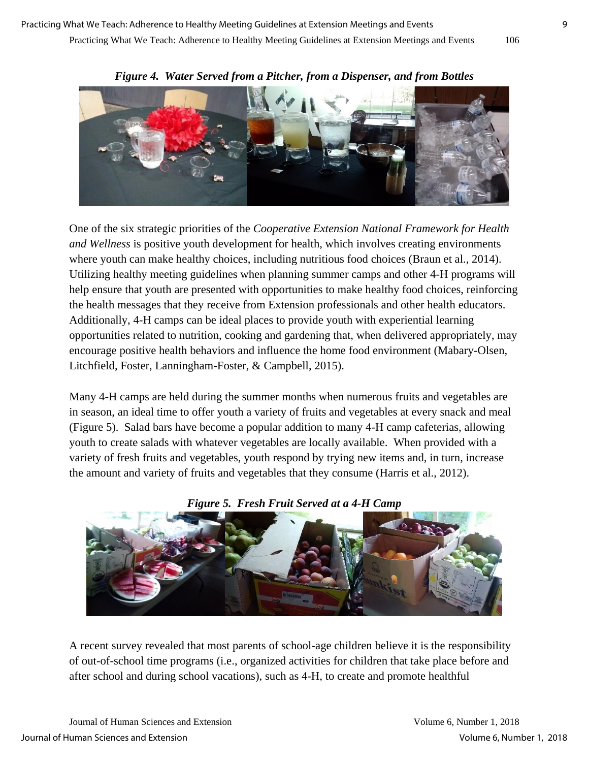*Figure 4. Water Served from a Pitcher, from a Dispenser, and from Bottles*

One of the six strategic priorities of the *Cooperative Extension National Framework for Health and Wellness* is positive youth development for health, which involves creating environments where youth can make healthy choices, including nutritious food choices (Braun et al., 2014). Utilizing healthy meeting guidelines when planning summer camps and other 4-H programs will help ensure that youth are presented with opportunities to make healthy food choices, reinforcing the health messages that they receive from Extension professionals and other health educators. Additionally, 4-H camps can be ideal places to provide youth with experiential learning opportunities related to nutrition, cooking and gardening that, when delivered appropriately, may encourage positive health behaviors and influence the home food environment (Mabary-Olsen, Litchfield, Foster, Lanningham-Foster, & Campbell, 2015).

Many 4-H camps are held during the summer months when numerous fruits and vegetables are in season, an ideal time to offer youth a variety of fruits and vegetables at every snack and meal (Figure 5). Salad bars have become a popular addition to many 4-H camp cafeterias, allowing youth to create salads with whatever vegetables are locally available. When provided with a variety of fresh fruits and vegetables, youth respond by trying new items and, in turn, increase the amount and variety of fruits and vegetables that they consume (Harris et al., 2012).

*Figure 5. Fresh Fruit Served at a 4-H Camp*

A recent survey revealed that most parents of school-age children believe it is the responsibility of out-of-school time programs (i.e., organized activities for children that take place before and after school and during school vacations), such as 4-H, to create and promote healthful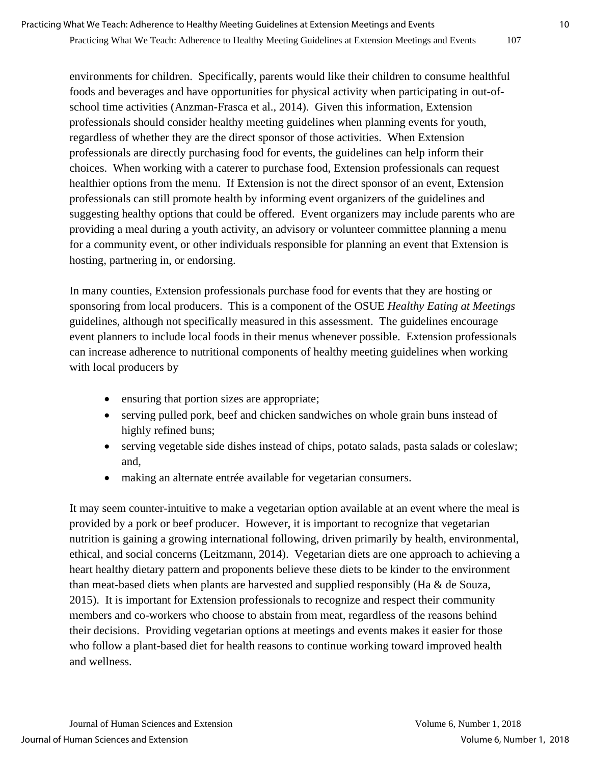environments for children. Specifically, parents would like their children to consume healthful foods and beverages and have opportunities for physical activity when participating in out-of-school time activities (Anzman-Frasca et al., 2014). Given this information, Extension professionals should consider healthy meeting guidelines when planning events for youth, regardless of whether they are the direct sponsor of those activities. When Extension professionals are directly purchasing food for events, the guidelines can help inform their choices. When working with a caterer to purchase food, Extension professionals can request healthier options from the menu. If Extension is not the direct sponsor of an event, Extension professionals can still promote health by informing event organizers of the guidelines and suggesting healthy options that could be offered. Event organizers may include parents who are providing a meal during a youth activity, an advisory or volunteer committee planning a menu for a community event, or other individuals responsible for planning an event that Extension is hosting, partnering in, or endorsing.

In many counties, Extension professionals purchase food for events that they are hosting or sponsoring from local producers. This is a component of the OSUE *Healthy Eating at Meetings* guidelines, although not specifically measured in this assessment. The guidelines encourage event planners to include local foods in their menus whenever possible. Extension professionals can increase adherence to nutritional components of healthy meeting guidelines when working with local producers by

- ensuring that portion sizes are appropriate;
- serving pulled pork, beef and chicken sandwiches on whole grain buns instead of highly refined buns;
- serving vegetable side dishes instead of chips, potato salads, pasta salads or coleslaw; and,
- making an alternate entrée available for vegetarian consumers.

It may seem counter-intuitive to make a vegetarian option available at an event where the meal is provided by a pork or beef producer. However, it is important to recognize that vegetarian nutrition is gaining a growing international following, driven primarily by health, environmental, ethical, and social concerns (Leitzmann, 2014). Vegetarian diets are one approach to achieving a heart healthy dietary pattern and proponents believe these diets to be kinder to the environment than meat-based diets when plants are harvested and supplied responsibly (Ha & de Souza, 2015). It is important for Extension professionals to recognize and respect their community members and co-workers who choose to abstain from meat, regardless of the reasons behind their decisions. Providing vegetarian options at meetings and events makes it easier for those who follow a plant-based diet for health reasons to continue working toward improved health and wellness.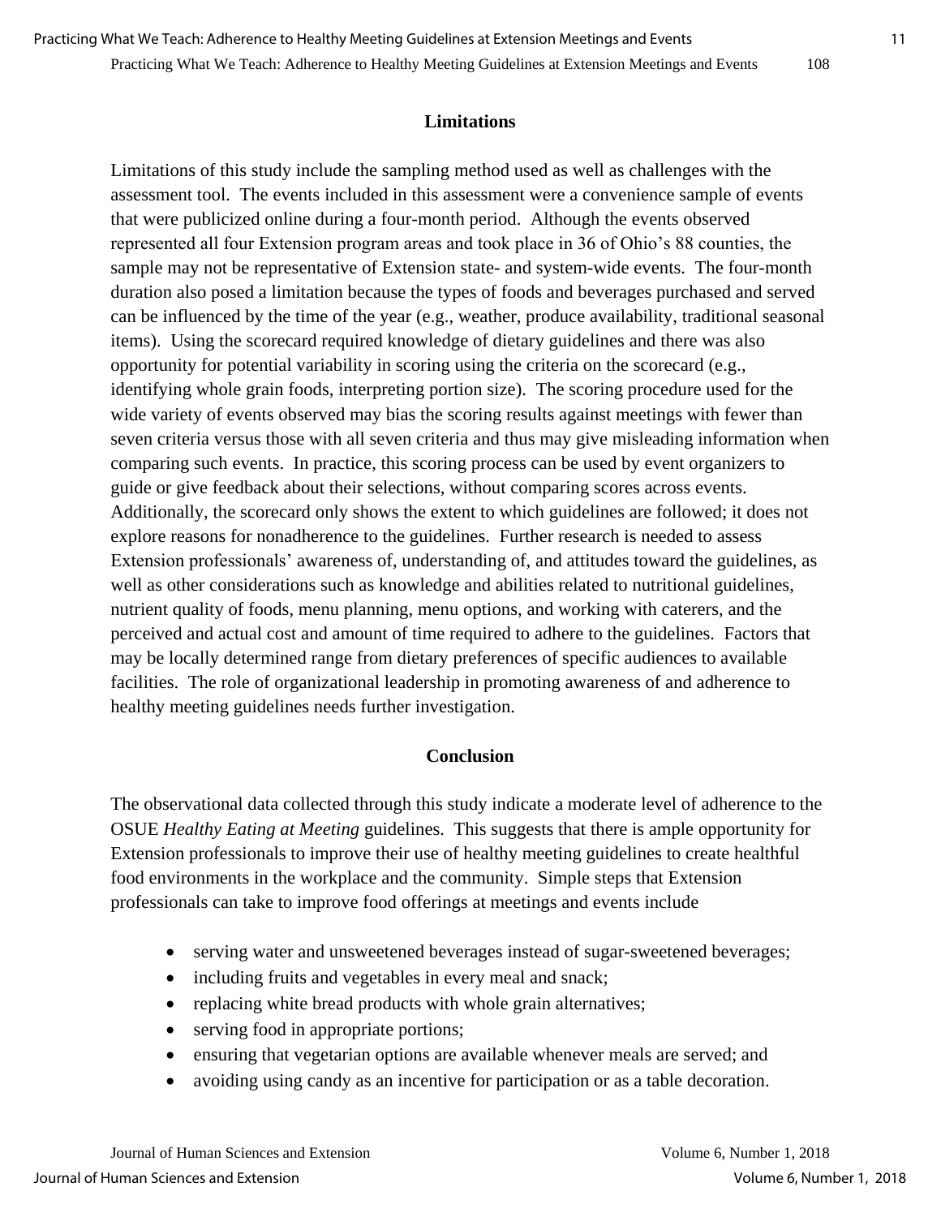## Limitations

Limitations of this study include the sampling method used as well as challenges with the assessment tool. The events included in this assessment were a convenience sample of events that were publicized online during a four-month period. Although the events observed represented all four Extension program areas and took place in 36 of Ohio's 88 counties, the sample may not be representative of Extension state- and system-wide events. The four-month duration also posed a limitation because the types of foods and beverages purchased and served can be influenced by the time of the year (e.g., weather, produce availability, traditional seasonal items). Using the scorecard required knowledge of dietary guidelines and there was also opportunity for potential variability in scoring using the criteria on the scorecard (e.g., identifying whole grain foods, interpreting portion size). The scoring procedure used for the wide variety of events observed may bias the scoring results against meetings with fewer than seven criteria versus those with all seven criteria and thus may give misleading information when comparing such events. In practice, this scoring process can be used by event organizers to guide or give feedback about their selections, without comparing scores across events. Additionally, the scorecard only shows the extent to which guidelines are followed; it does not explore reasons for nonadherence to the guidelines. Further research is needed to assess Extension professionals' awareness of, understanding of, and attitudes toward the guidelines, as well as other considerations such as knowledge and abilities related to nutritional guidelines, nutrient quality of foods, menu planning, menu options, and working with caterers, and the perceived and actual cost and amount of time required to adhere to the guidelines. Factors that may be locally determined range from dietary preferences of specific audiences to available facilities. The role of organizational leadership in promoting awareness of and adherence to healthy meeting guidelines needs further investigation.

## Conclusion

The observational data collected through this study indicate a moderate level of adherence to the OSUE *Healthy Eating at Meeting* guidelines. This suggests that there is ample opportunity for Extension professionals to improve their use of healthy meeting guidelines to create healthful food environments in the workplace and the community. Simple steps that Extension professionals can take to improve food offerings at meetings and events include

- serving water and unsweetened beverages instead of sugar-sweetened beverages;
- including fruits and vegetables in every meal and snack;
- replacing white bread products with whole grain alternatives;
- serving food in appropriate portions;
- ensuring that vegetarian options are available whenever meals are served; and
- avoiding using candy as an incentive for participation or as a table decoration.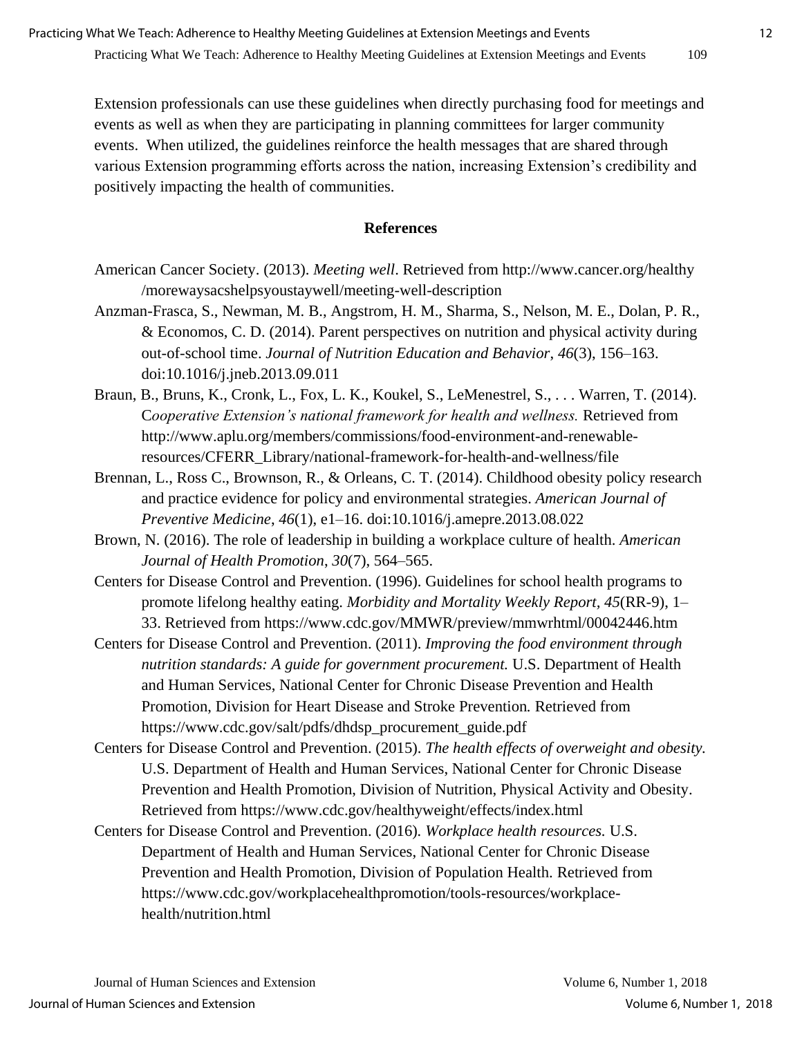Extension professionals can use these guidelines when directly purchasing food for meetings and events as well as when they are participating in planning committees for larger community events. When utilized, the guidelines reinforce the health messages that are shared through various Extension programming efforts across the nation, increasing Extension's credibility and positively impacting the health of communities.

## References

American Cancer Society. (2013). *Meeting well*. Retrieved from http://www.cancer.org/healthy/morewaysacshelpsyoustaywell/meeting-well-description

Anzman-Frasca, S., Newman, M. B., Angstrom, H. M., Sharma, S., Nelson, M. E., Dolan, P. R., & Economos, C. D. (2014). Parent perspectives on nutrition and physical activity during out-of-school time. *Journal of Nutrition Education and Behavior*, *46*(3), 156–163. doi:10.1016/j.jneb.2013.09.011

Braun, B., Bruns, K., Cronk, L., Fox, L. K., Koukel, S., LeMenestrel, S., . . . Warren, T. (2014). *Cooperative Extension's national framework for health and wellness.* Retrieved from http://www.aplu.org/members/commissions/food-environment-and-renewable-resources/CFERR_Library/national-framework-for-health-and-wellness/file

Brennan, L., Ross C., Brownson, R., & Orleans, C. T. (2014). Childhood obesity policy research and practice evidence for policy and environmental strategies. *American Journal of Preventive Medicine*, *46*(1), e1–16. doi:10.1016/j.amepre.2013.08.022

Brown, N. (2016). The role of leadership in building a workplace culture of health. *American Journal of Health Promotion*, *30*(7), 564–565.

Centers for Disease Control and Prevention. (1996). Guidelines for school health programs to promote lifelong healthy eating. *Morbidity and Mortality Weekly Report*, *45*(RR-9), 1–33. Retrieved from https://www.cdc.gov/MMWR/preview/mmwrhtml/00042446.htm

Centers for Disease Control and Prevention. (2011). *Improving the food environment through nutrition standards: A guide for government procurement.* U.S. Department of Health and Human Services, National Center for Chronic Disease Prevention and Health Promotion, Division for Heart Disease and Stroke Prevention. Retrieved from https://www.cdc.gov/salt/pdfs/dhdsp_procurement_guide.pdf

Centers for Disease Control and Prevention. (2015). *The health effects of overweight and obesity.* U.S. Department of Health and Human Services, National Center for Chronic Disease Prevention and Health Promotion, Division of Nutrition, Physical Activity and Obesity. Retrieved from https://www.cdc.gov/healthyweight/effects/index.html

Centers for Disease Control and Prevention. (2016). *Workplace health resources.* U.S. Department of Health and Human Services, National Center for Chronic Disease Prevention and Health Promotion, Division of Population Health. Retrieved from https://www.cdc.gov/workplacehealthpromotion/tools-resources/workplace-health/nutrition.html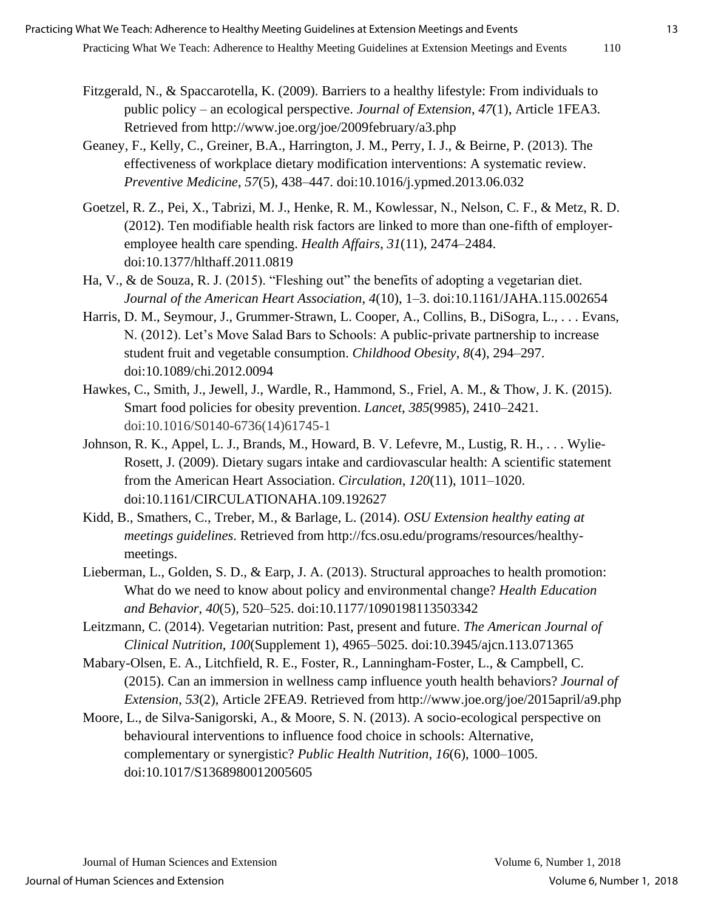Fitzgerald, N., & Spaccarotella, K. (2009). Barriers to a healthy lifestyle: From individuals to public policy – an ecological perspective. *Journal of Extension*, *47*(1), Article 1FEA3. Retrieved from http://www.joe.org/joe/2009february/a3.php

Geaney, F., Kelly, C., Greiner, B.A., Harrington, J. M., Perry, I. J., & Beirne, P. (2013). The effectiveness of workplace dietary modification interventions: A systematic review. *Preventive Medicine*, *57*(5), 438–447. doi:10.1016/j.ypmed.2013.06.032

Goetzel, R. Z., Pei, X., Tabrizi, M. J., Henke, R. M., Kowlessar, N., Nelson, C. F., & Metz, R. D. (2012). Ten modifiable health risk factors are linked to more than one-fifth of employer-employee health care spending. *Health Affairs*, *31*(11), 2474–2484. doi:10.1377/hlthaff.2011.0819

Ha, V., & de Souza, R. J. (2015). "Fleshing out" the benefits of adopting a vegetarian diet. *Journal of the American Heart Association*, *4*(10), 1–3. doi:10.1161/JAHA.115.002654

Harris, D. M., Seymour, J., Grummer-Strawn, L. Cooper, A., Collins, B., DiSogra, L., . . . Evans, N. (2012). Let's Move Salad Bars to Schools: A public-private partnership to increase student fruit and vegetable consumption. *Childhood Obesity*, *8*(4), 294–297. doi:10.1089/chi.2012.0094

Hawkes, C., Smith, J., Jewell, J., Wardle, R., Hammond, S., Friel, A. M., & Thow, J. K. (2015). Smart food policies for obesity prevention. *Lancet*, *385*(9985), 2410–2421. doi:10.1016/S0140-6736(14)61745-1

Johnson, R. K., Appel, L. J., Brands, M., Howard, B. V. Lefevre, M., Lustig, R. H., . . . Wylie-Rosett, J. (2009). Dietary sugars intake and cardiovascular health: A scientific statement from the American Heart Association. *Circulation*, *120*(11), 1011–1020. doi:10.1161/CIRCULATIONAHA.109.192627

Kidd, B., Smathers, C., Treber, M., & Barlage, L. (2014). *OSU Extension healthy eating at meetings guidelines*. Retrieved from http://fcs.osu.edu/programs/resources/healthy-meetings.

Lieberman, L., Golden, S. D., & Earp, J. A. (2013). Structural approaches to health promotion: What do we need to know about policy and environmental change? *Health Education and Behavior*, *40*(5), 520–525. doi:10.1177/1090198113503342

Leitzmann, C. (2014). Vegetarian nutrition: Past, present and future. *The American Journal of Clinical Nutrition*, *100*(Supplement 1), 4965–5025. doi:10.3945/ajcn.113.071365

Mabary-Olsen, E. A., Litchfield, R. E., Foster, R., Lanningham-Foster, L., & Campbell, C. (2015). Can an immersion in wellness camp influence youth health behaviors? *Journal of Extension*, *53*(2), Article 2FEA9. Retrieved from http://www.joe.org/joe/2015april/a9.php

Moore, L., de Silva-Sanigorski, A., & Moore, S. N. (2013). A socio-ecological perspective on behavioural interventions to influence food choice in schools: Alternative, complementary or synergistic? *Public Health Nutrition, 16*(6), 1000–1005. doi:10.1017/S1368980012005605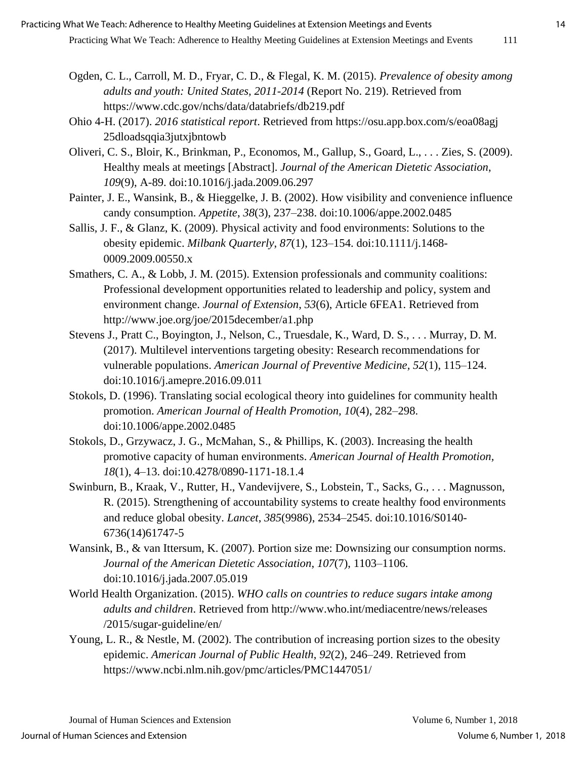Ogden, C. L., Carroll, M. D., Fryar, C. D., & Flegal, K. M. (2015). *Prevalence of obesity among adults and youth: United States, 2011-2014* (Report No. 219). Retrieved from https://www.cdc.gov/nchs/data/databriefs/db219.pdf

Ohio 4-H. (2017). *2016 statistical report*. Retrieved from https://osu.app.box.com/s/eoa08agj25dloadsqqia3jutxjbntowb

Oliveri, C. S., Bloir, K., Brinkman, P., Economos, M., Gallup, S., Goard, L., . . . Zies, S. (2009). Healthy meals at meetings [Abstract]. *Journal of the American Dietetic Association*, *109*(9), A-89. doi:10.1016/j.jada.2009.06.297

Painter, J. E., Wansink, B., & Hieggelke, J. B. (2002). How visibility and convenience influence candy consumption. *Appetite*, *38*(3), 237–238. doi:10.1006/appe.2002.0485

Sallis, J. F., & Glanz, K. (2009). Physical activity and food environments: Solutions to the obesity epidemic. *Milbank Quarterly*, *87*(1), 123–154. doi:10.1111/j.1468-0009.2009.00550.x

Smathers, C. A., & Lobb, J. M. (2015). Extension professionals and community coalitions: Professional development opportunities related to leadership and policy, system and environment change. *Journal of Extension*, *53*(6), Article 6FEA1. Retrieved from http://www.joe.org/joe/2015december/a1.php

Stevens J., Pratt C., Boyington, J., Nelson, C., Truesdale, K., Ward, D. S., . . . Murray, D. M. (2017). Multilevel interventions targeting obesity: Research recommendations for vulnerable populations. *American Journal of Preventive Medicine, 52*(1), 115–124. doi:10.1016/j.amepre.2016.09.011

Stokols, D. (1996). Translating social ecological theory into guidelines for community health promotion. *American Journal of Health Promotion*, *10*(4), 282–298. doi:10.1006/appe.2002.0485

Stokols, D., Grzywacz, J. G., McMahan, S., & Phillips, K. (2003). Increasing the health promotive capacity of human environments. *American Journal of Health Promotion*, *18*(1), 4–13. doi:10.4278/0890-1171-18.1.4

Swinburn, B., Kraak, V., Rutter, H., Vandevijvere, S., Lobstein, T., Sacks, G., . . . Magnusson, R. (2015). Strengthening of accountability systems to create healthy food environments and reduce global obesity. *Lancet*, *385*(9986), 2534–2545. doi:10.1016/S0140-6736(14)61747-5

Wansink, B., & van Ittersum, K. (2007). Portion size me: Downsizing our consumption norms. *Journal of the American Dietetic Association*, *107*(7), 1103–1106. doi:10.1016/j.jada.2007.05.019

World Health Organization. (2015). *WHO calls on countries to reduce sugars intake among adults and children*. Retrieved from http://www.who.int/mediacentre/news/releases/2015/sugar-guideline/en/

Young, L. R., & Nestle, M. (2002). The contribution of increasing portion sizes to the obesity epidemic. *American Journal of Public Health*, *92*(2), 246–249. Retrieved from https://www.ncbi.nlm.nih.gov/pmc/articles/PMC1447051/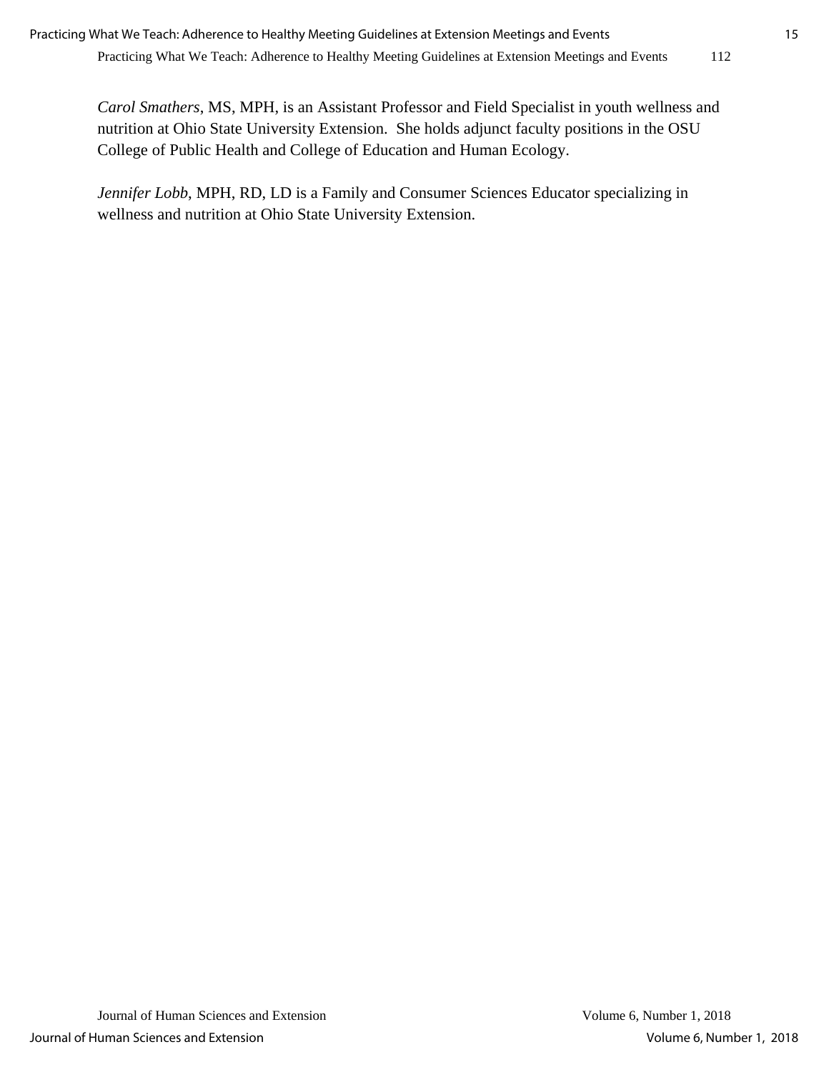*Carol Smathers*, MS, MPH, is an Assistant Professor and Field Specialist in youth wellness and nutrition at Ohio State University Extension. She holds adjunct faculty positions in the OSU College of Public Health and College of Education and Human Ecology.

*Jennifer Lobb*, MPH, RD, LD is a Family and Consumer Sciences Educator specializing in wellness and nutrition at Ohio State University Extension.